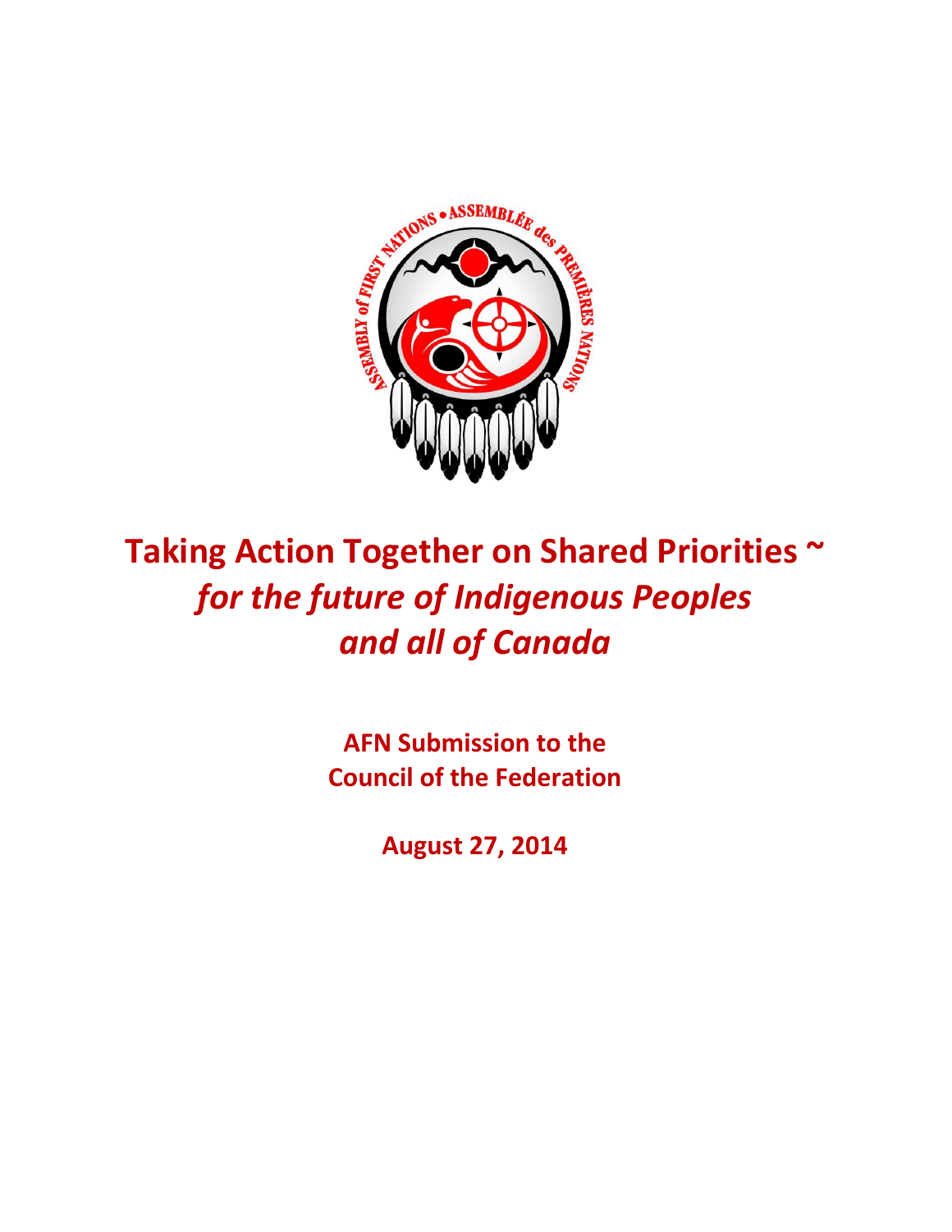# Taking Action Together on Shared Priorities ~ *for the future of Indigenous Peoples and all of Canada*

**AFN Submission to the Council of the Federation**

**August 27, 2014**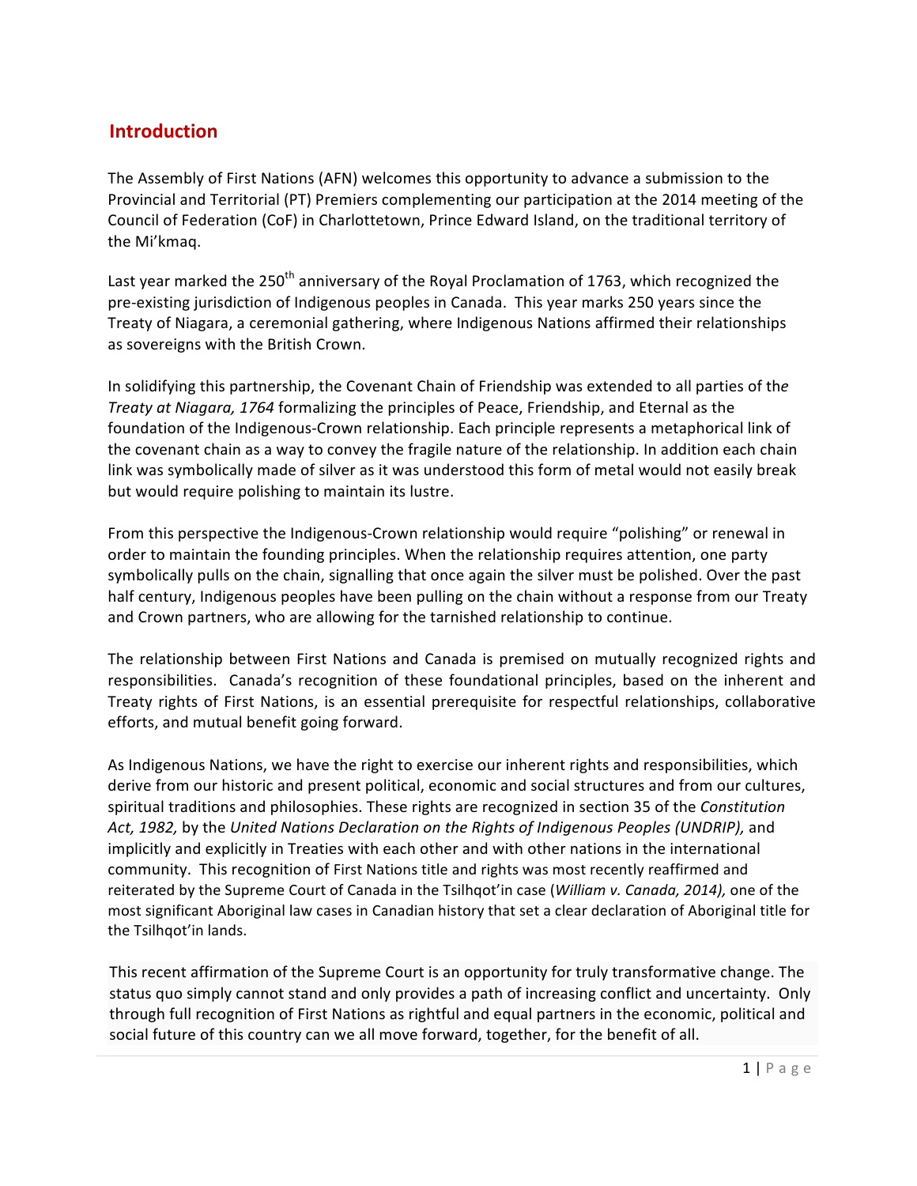## Introduction

The Assembly of First Nations (AFN) welcomes this opportunity to advance a submission to the Provincial and Territorial (PT) Premiers complementing our participation at the 2014 meeting of the Council of Federation (CoF) in Charlottetown, Prince Edward Island, on the traditional territory of the Mi'kmaq.

Last year marked the 250th anniversary of the Royal Proclamation of 1763, which recognized the pre-existing jurisdiction of Indigenous peoples in Canada. This year marks 250 years since the Treaty of Niagara, a ceremonial gathering, where Indigenous Nations affirmed their relationships as sovereigns with the British Crown.

In solidifying this partnership, the Covenant Chain of Friendship was extended to all parties of th*e Treaty at Niagara, 1764* formalizing the principles of Peace, Friendship, and Eternal as the foundation of the Indigenous-Crown relationship. Each principle represents a metaphorical link of the covenant chain as a way to convey the fragile nature of the relationship. In addition each chain link was symbolically made of silver as it was understood this form of metal would not easily break but would require polishing to maintain its lustre.

From this perspective the Indigenous-Crown relationship would require "polishing" or renewal in order to maintain the founding principles. When the relationship requires attention, one party symbolically pulls on the chain, signalling that once again the silver must be polished. Over the past half century, Indigenous peoples have been pulling on the chain without a response from our Treaty and Crown partners, who are allowing for the tarnished relationship to continue.

The relationship between First Nations and Canada is premised on mutually recognized rights and responsibilities. Canada's recognition of these foundational principles, based on the inherent and Treaty rights of First Nations, is an essential prerequisite for respectful relationships, collaborative efforts, and mutual benefit going forward.

As Indigenous Nations, we have the right to exercise our inherent rights and responsibilities, which derive from our historic and present political, economic and social structures and from our cultures, spiritual traditions and philosophies. These rights are recognized in section 35 of the *Constitution Act, 1982,* by the *United Nations Declaration on the Rights of Indigenous Peoples (UNDRIP),* and implicitly and explicitly in Treaties with each other and with other nations in the international community. This recognition of First Nations title and rights was most recently reaffirmed and reiterated by the Supreme Court of Canada in the Tsilhqot'in case (*William v. Canada, 2014),* one of the most significant Aboriginal law cases in Canadian history that set a clear declaration of Aboriginal title for the Tsilhqot'in lands.

This recent affirmation of the Supreme Court is an opportunity for truly transformative change. The status quo simply cannot stand and only provides a path of increasing conflict and uncertainty. Only through full recognition of First Nations as rightful and equal partners in the economic, political and social future of this country can we all move forward, together, for the benefit of all.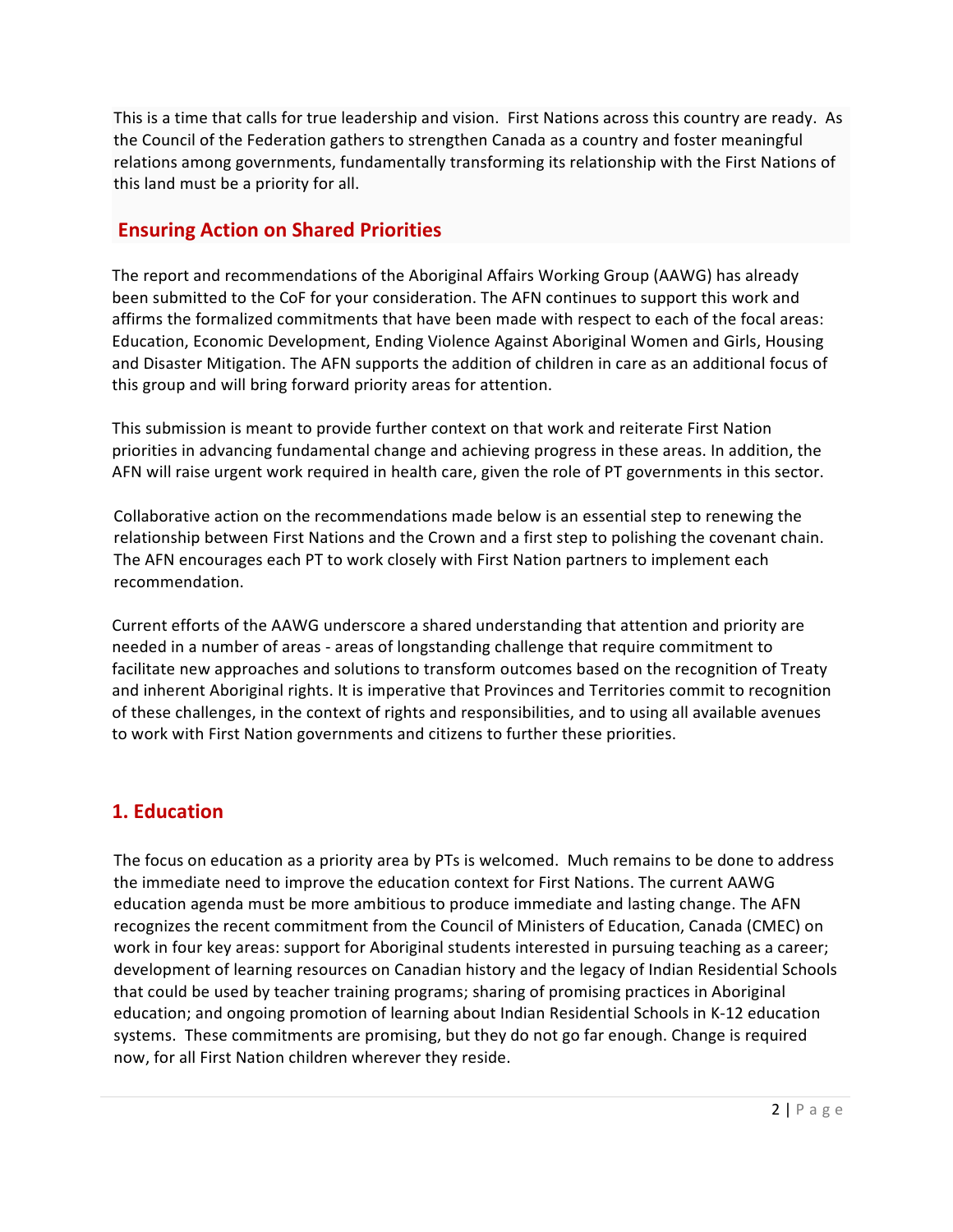This is a time that calls for true leadership and vision. First Nations across this country are ready. As the Council of the Federation gathers to strengthen Canada as a country and foster meaningful relations among governments, fundamentally transforming its relationship with the First Nations of this land must be a priority for all.

## Ensuring Action on Shared Priorities

The report and recommendations of the Aboriginal Affairs Working Group (AAWG) has already been submitted to the CoF for your consideration. The AFN continues to support this work and affirms the formalized commitments that have been made with respect to each of the focal areas: Education, Economic Development, Ending Violence Against Aboriginal Women and Girls, Housing and Disaster Mitigation. The AFN supports the addition of children in care as an additional focus of this group and will bring forward priority areas for attention.

This submission is meant to provide further context on that work and reiterate First Nation priorities in advancing fundamental change and achieving progress in these areas. In addition, the AFN will raise urgent work required in health care, given the role of PT governments in this sector.

Collaborative action on the recommendations made below is an essential step to renewing the relationship between First Nations and the Crown and a first step to polishing the covenant chain. The AFN encourages each PT to work closely with First Nation partners to implement each recommendation.

Current efforts of the AAWG underscore a shared understanding that attention and priority are needed in a number of areas - areas of longstanding challenge that require commitment to facilitate new approaches and solutions to transform outcomes based on the recognition of Treaty and inherent Aboriginal rights. It is imperative that Provinces and Territories commit to recognition of these challenges, in the context of rights and responsibilities, and to using all available avenues to work with First Nation governments and citizens to further these priorities.

## 1. Education

The focus on education as a priority area by PTs is welcomed. Much remains to be done to address the immediate need to improve the education context for First Nations. The current AAWG education agenda must be more ambitious to produce immediate and lasting change. The AFN recognizes the recent commitment from the Council of Ministers of Education, Canada (CMEC) on work in four key areas: support for Aboriginal students interested in pursuing teaching as a career; development of learning resources on Canadian history and the legacy of Indian Residential Schools that could be used by teacher training programs; sharing of promising practices in Aboriginal education; and ongoing promotion of learning about Indian Residential Schools in K-12 education systems. These commitments are promising, but they do not go far enough. Change is required now, for all First Nation children wherever they reside.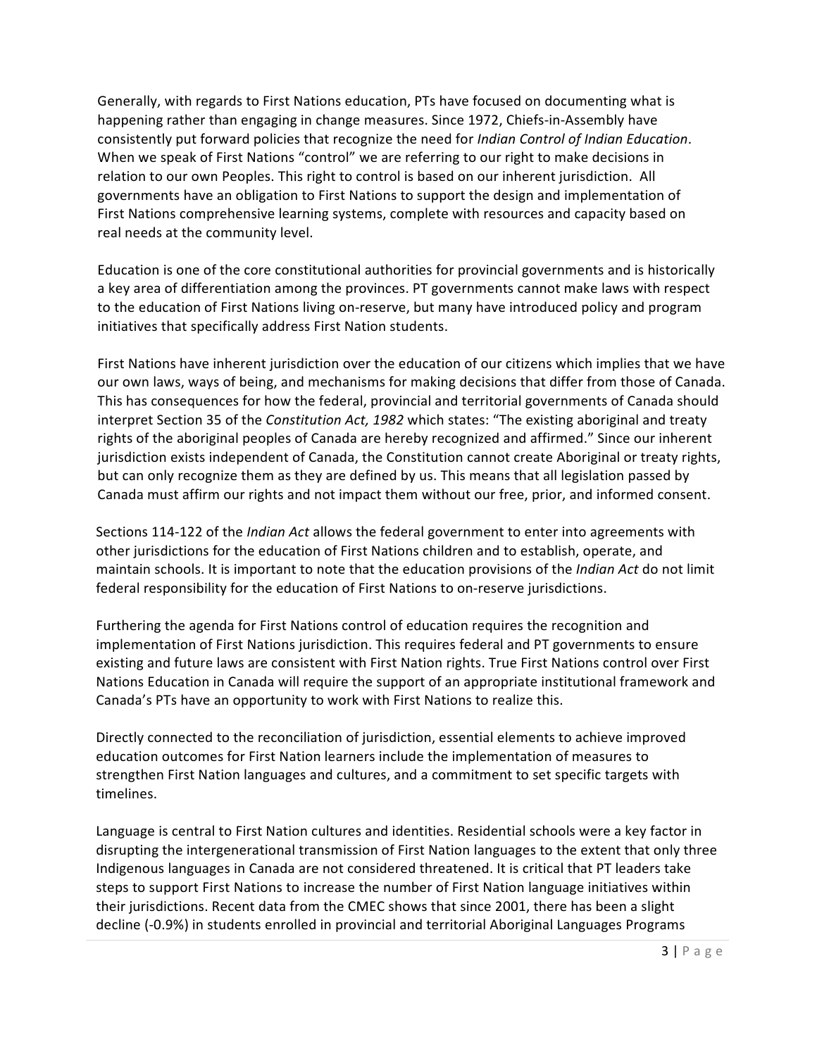Generally, with regards to First Nations education, PTs have focused on documenting what is happening rather than engaging in change measures. Since 1972, Chiefs-in-Assembly have consistently put forward policies that recognize the need for *Indian Control of Indian Education*. When we speak of First Nations "control" we are referring to our right to make decisions in relation to our own Peoples. This right to control is based on our inherent jurisdiction. All governments have an obligation to First Nations to support the design and implementation of First Nations comprehensive learning systems, complete with resources and capacity based on real needs at the community level.

Education is one of the core constitutional authorities for provincial governments and is historically a key area of differentiation among the provinces. PT governments cannot make laws with respect to the education of First Nations living on-reserve, but many have introduced policy and program initiatives that specifically address First Nation students.

First Nations have inherent jurisdiction over the education of our citizens which implies that we have our own laws, ways of being, and mechanisms for making decisions that differ from those of Canada. This has consequences for how the federal, provincial and territorial governments of Canada should interpret Section 35 of the *Constitution Act, 1982* which states: "The existing aboriginal and treaty rights of the aboriginal peoples of Canada are hereby recognized and affirmed." Since our inherent jurisdiction exists independent of Canada, the Constitution cannot create Aboriginal or treaty rights, but can only recognize them as they are defined by us. This means that all legislation passed by Canada must affirm our rights and not impact them without our free, prior, and informed consent.

Sections 114-122 of the *Indian Act* allows the federal government to enter into agreements with other jurisdictions for the education of First Nations children and to establish, operate, and maintain schools. It is important to note that the education provisions of the *Indian Act* do not limit federal responsibility for the education of First Nations to on-reserve jurisdictions.

Furthering the agenda for First Nations control of education requires the recognition and implementation of First Nations jurisdiction. This requires federal and PT governments to ensure existing and future laws are consistent with First Nation rights. True First Nations control over First Nations Education in Canada will require the support of an appropriate institutional framework and Canada's PTs have an opportunity to work with First Nations to realize this.

Directly connected to the reconciliation of jurisdiction, essential elements to achieve improved education outcomes for First Nation learners include the implementation of measures to strengthen First Nation languages and cultures, and a commitment to set specific targets with timelines.

Language is central to First Nation cultures and identities. Residential schools were a key factor in disrupting the intergenerational transmission of First Nation languages to the extent that only three Indigenous languages in Canada are not considered threatened. It is critical that PT leaders take steps to support First Nations to increase the number of First Nation language initiatives within their jurisdictions. Recent data from the CMEC shows that since 2001, there has been a slight decline (-0.9%) in students enrolled in provincial and territorial Aboriginal Languages Programs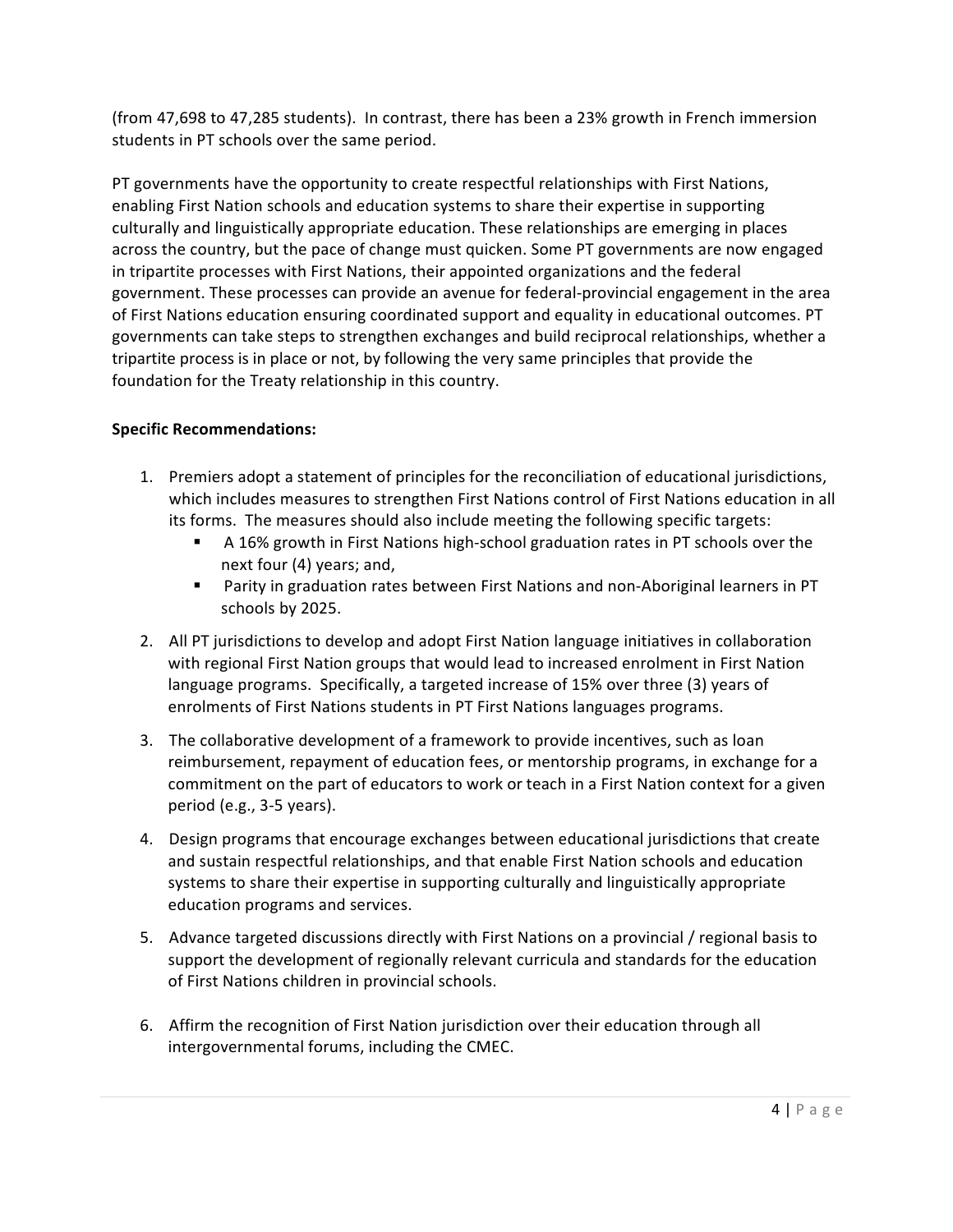(from 47,698 to 47,285 students). In contrast, there has been a 23% growth in French immersion students in PT schools over the same period.

PT governments have the opportunity to create respectful relationships with First Nations, enabling First Nation schools and education systems to share their expertise in supporting culturally and linguistically appropriate education. These relationships are emerging in places across the country, but the pace of change must quicken. Some PT governments are now engaged in tripartite processes with First Nations, their appointed organizations and the federal government. These processes can provide an avenue for federal-provincial engagement in the area of First Nations education ensuring coordinated support and equality in educational outcomes. PT governments can take steps to strengthen exchanges and build reciprocal relationships, whether a tripartite process is in place or not, by following the very same principles that provide the foundation for the Treaty relationship in this country.

**Specific Recommendations:**

1. Premiers adopt a statement of principles for the reconciliation of educational jurisdictions, which includes measures to strengthen First Nations control of First Nations education in all its forms. The measures should also include meeting the following specific targets:
   - A 16% growth in First Nations high-school graduation rates in PT schools over the next four (4) years; and,
   - Parity in graduation rates between First Nations and non-Aboriginal learners in PT schools by 2025.
2. All PT jurisdictions to develop and adopt First Nation language initiatives in collaboration with regional First Nation groups that would lead to increased enrolment in First Nation language programs. Specifically, a targeted increase of 15% over three (3) years of enrolments of First Nations students in PT First Nations languages programs.
3. The collaborative development of a framework to provide incentives, such as loan reimbursement, repayment of education fees, or mentorship programs, in exchange for a commitment on the part of educators to work or teach in a First Nation context for a given period (e.g., 3-5 years).
4. Design programs that encourage exchanges between educational jurisdictions that create and sustain respectful relationships, and that enable First Nation schools and education systems to share their expertise in supporting culturally and linguistically appropriate education programs and services.
5. Advance targeted discussions directly with First Nations on a provincial / regional basis to support the development of regionally relevant curricula and standards for the education of First Nations children in provincial schools.
6. Affirm the recognition of First Nation jurisdiction over their education through all intergovernmental forums, including the CMEC.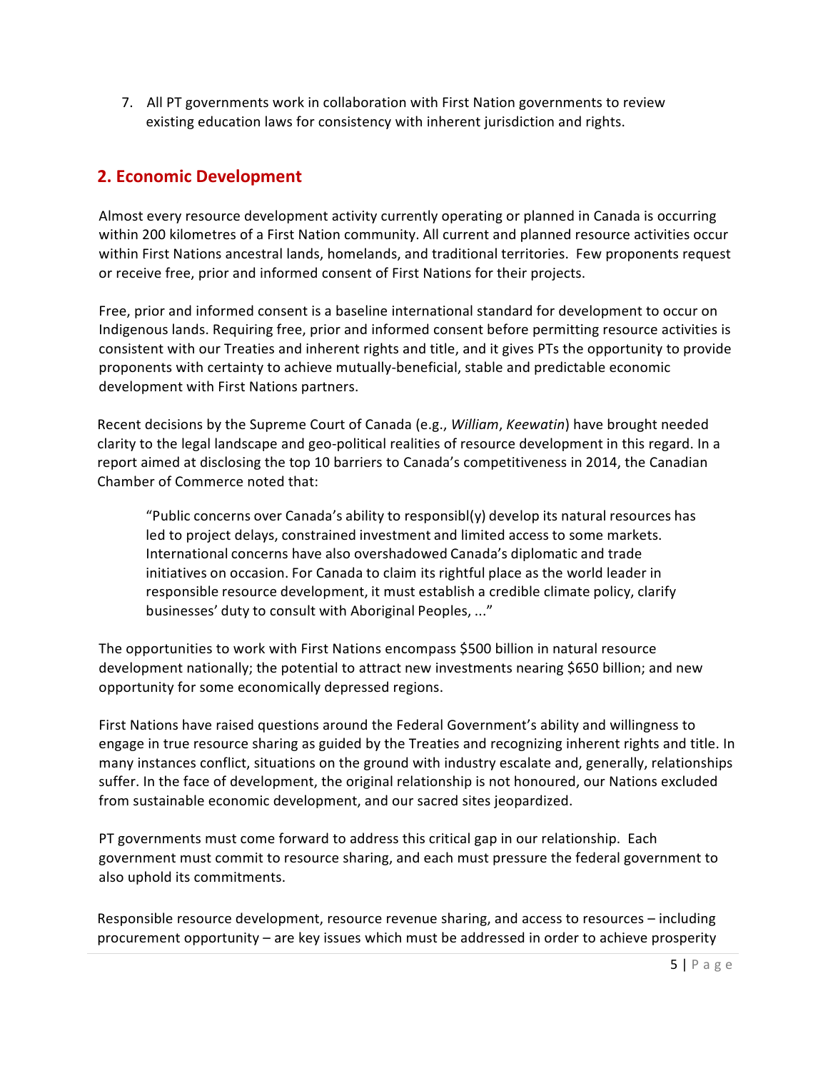7. All PT governments work in collaboration with First Nation governments to review existing education laws for consistency with inherent jurisdiction and rights.

## 2. Economic Development

Almost every resource development activity currently operating or planned in Canada is occurring within 200 kilometres of a First Nation community. All current and planned resource activities occur within First Nations ancestral lands, homelands, and traditional territories. Few proponents request or receive free, prior and informed consent of First Nations for their projects.

Free, prior and informed consent is a baseline international standard for development to occur on Indigenous lands. Requiring free, prior and informed consent before permitting resource activities is consistent with our Treaties and inherent rights and title, and it gives PTs the opportunity to provide proponents with certainty to achieve mutually-beneficial, stable and predictable economic development with First Nations partners.

Recent decisions by the Supreme Court of Canada (e.g., *William*, *Keewatin*) have brought needed clarity to the legal landscape and geo-political realities of resource development in this regard. In a report aimed at disclosing the top 10 barriers to Canada's competitiveness in 2014, the Canadian Chamber of Commerce noted that:

> "Public concerns over Canada's ability to responsibl(y) develop its natural resources has led to project delays, constrained investment and limited access to some markets. International concerns have also overshadowed Canada's diplomatic and trade initiatives on occasion. For Canada to claim its rightful place as the world leader in responsible resource development, it must establish a credible climate policy, clarify businesses' duty to consult with Aboriginal Peoples, ..."

The opportunities to work with First Nations encompass $500 billion in natural resource development nationally; the potential to attract new investments nearing $650 billion; and new opportunity for some economically depressed regions.

First Nations have raised questions around the Federal Government's ability and willingness to engage in true resource sharing as guided by the Treaties and recognizing inherent rights and title. In many instances conflict, situations on the ground with industry escalate and, generally, relationships suffer. In the face of development, the original relationship is not honoured, our Nations excluded from sustainable economic development, and our sacred sites jeopardized.

PT governments must come forward to address this critical gap in our relationship. Each government must commit to resource sharing, and each must pressure the federal government to also uphold its commitments.

Responsible resource development, resource revenue sharing, and access to resources – including procurement opportunity – are key issues which must be addressed in order to achieve prosperity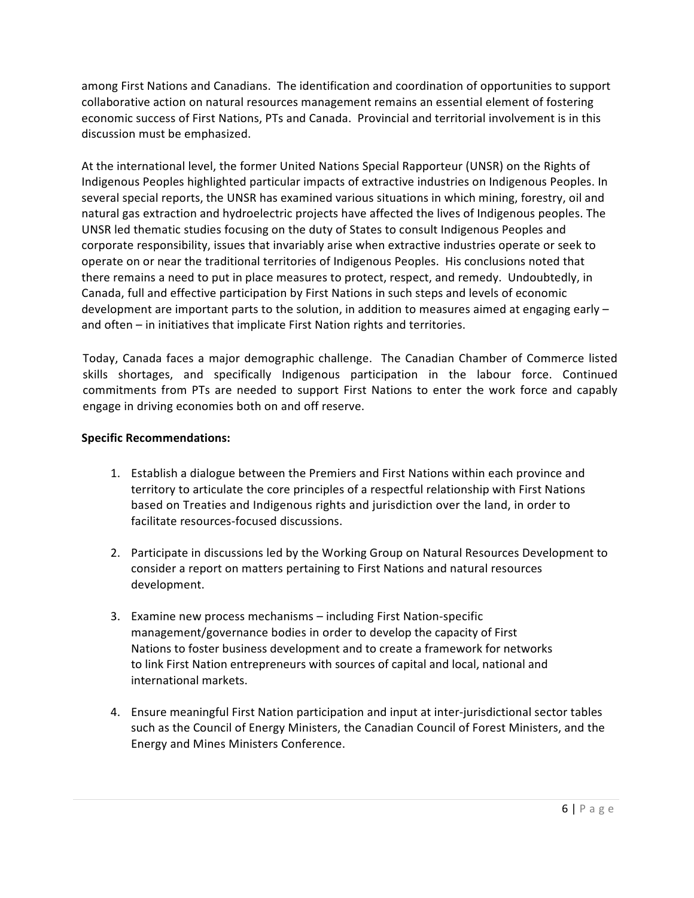among First Nations and Canadians. The identification and coordination of opportunities to support collaborative action on natural resources management remains an essential element of fostering economic success of First Nations, PTs and Canada. Provincial and territorial involvement is in this discussion must be emphasized.

At the international level, the former United Nations Special Rapporteur (UNSR) on the Rights of Indigenous Peoples highlighted particular impacts of extractive industries on Indigenous Peoples. In several special reports, the UNSR has examined various situations in which mining, forestry, oil and natural gas extraction and hydroelectric projects have affected the lives of Indigenous peoples. The UNSR led thematic studies focusing on the duty of States to consult Indigenous Peoples and corporate responsibility, issues that invariably arise when extractive industries operate or seek to operate on or near the traditional territories of Indigenous Peoples. His conclusions noted that there remains a need to put in place measures to protect, respect, and remedy. Undoubtedly, in Canada, full and effective participation by First Nations in such steps and levels of economic development are important parts to the solution, in addition to measures aimed at engaging early – and often – in initiatives that implicate First Nation rights and territories.

Today, Canada faces a major demographic challenge. The Canadian Chamber of Commerce listed skills shortages, and specifically Indigenous participation in the labour force. Continued commitments from PTs are needed to support First Nations to enter the work force and capably engage in driving economies both on and off reserve.

**Specific Recommendations:**

1. Establish a dialogue between the Premiers and First Nations within each province and territory to articulate the core principles of a respectful relationship with First Nations based on Treaties and Indigenous rights and jurisdiction over the land, in order to facilitate resources-focused discussions.

2. Participate in discussions led by the Working Group on Natural Resources Development to consider a report on matters pertaining to First Nations and natural resources development.

3. Examine new process mechanisms – including First Nation-specific management/governance bodies in order to develop the capacity of First Nations to foster business development and to create a framework for networks to link First Nation entrepreneurs with sources of capital and local, national and international markets.

4. Ensure meaningful First Nation participation and input at inter-jurisdictional sector tables such as the Council of Energy Ministers, the Canadian Council of Forest Ministers, and the Energy and Mines Ministers Conference.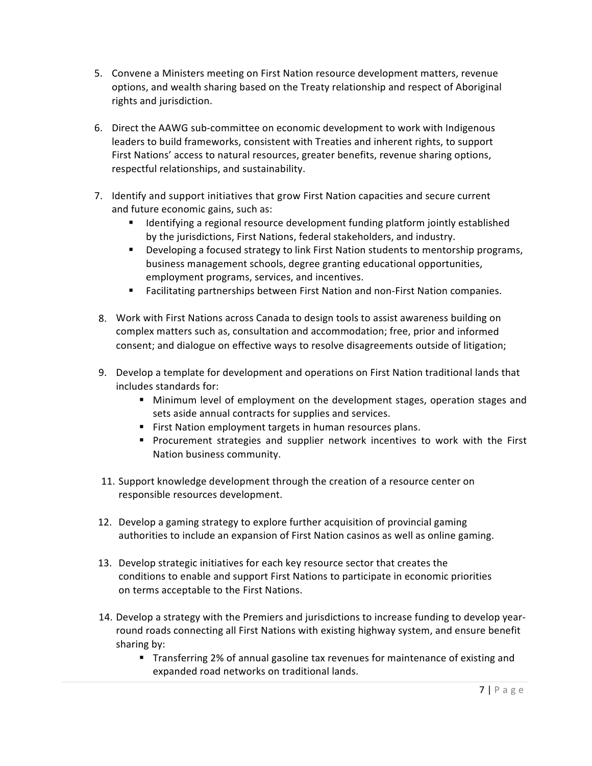5. Convene a Ministers meeting on First Nation resource development matters, revenue options, and wealth sharing based on the Treaty relationship and respect of Aboriginal rights and jurisdiction.

6. Direct the AAWG sub-committee on economic development to work with Indigenous leaders to build frameworks, consistent with Treaties and inherent rights, to support First Nations' access to natural resources, greater benefits, revenue sharing options, respectful relationships, and sustainability.

7. Identify and support initiatives that grow First Nation capacities and secure current and future economic gains, such as:
   - Identifying a regional resource development funding platform jointly established by the jurisdictions, First Nations, federal stakeholders, and industry.
   - Developing a focused strategy to link First Nation students to mentorship programs, business management schools, degree granting educational opportunities, employment programs, services, and incentives.
   - Facilitating partnerships between First Nation and non-First Nation companies.

8. Work with First Nations across Canada to design tools to assist awareness building on complex matters such as, consultation and accommodation; free, prior and informed consent; and dialogue on effective ways to resolve disagreements outside of litigation;

9. Develop a template for development and operations on First Nation traditional lands that includes standards for:
   - Minimum level of employment on the development stages, operation stages and sets aside annual contracts for supplies and services.
   - First Nation employment targets in human resources plans.
   - Procurement strategies and supplier network incentives to work with the First Nation business community.

11. Support knowledge development through the creation of a resource center on responsible resources development.

12. Develop a gaming strategy to explore further acquisition of provincial gaming authorities to include an expansion of First Nation casinos as well as online gaming.

13. Develop strategic initiatives for each key resource sector that creates the conditions to enable and support First Nations to participate in economic priorities on terms acceptable to the First Nations.

14. Develop a strategy with the Premiers and jurisdictions to increase funding to develop year-round roads connecting all First Nations with existing highway system, and ensure benefit sharing by:
    - Transferring 2% of annual gasoline tax revenues for maintenance of existing and expanded road networks on traditional lands.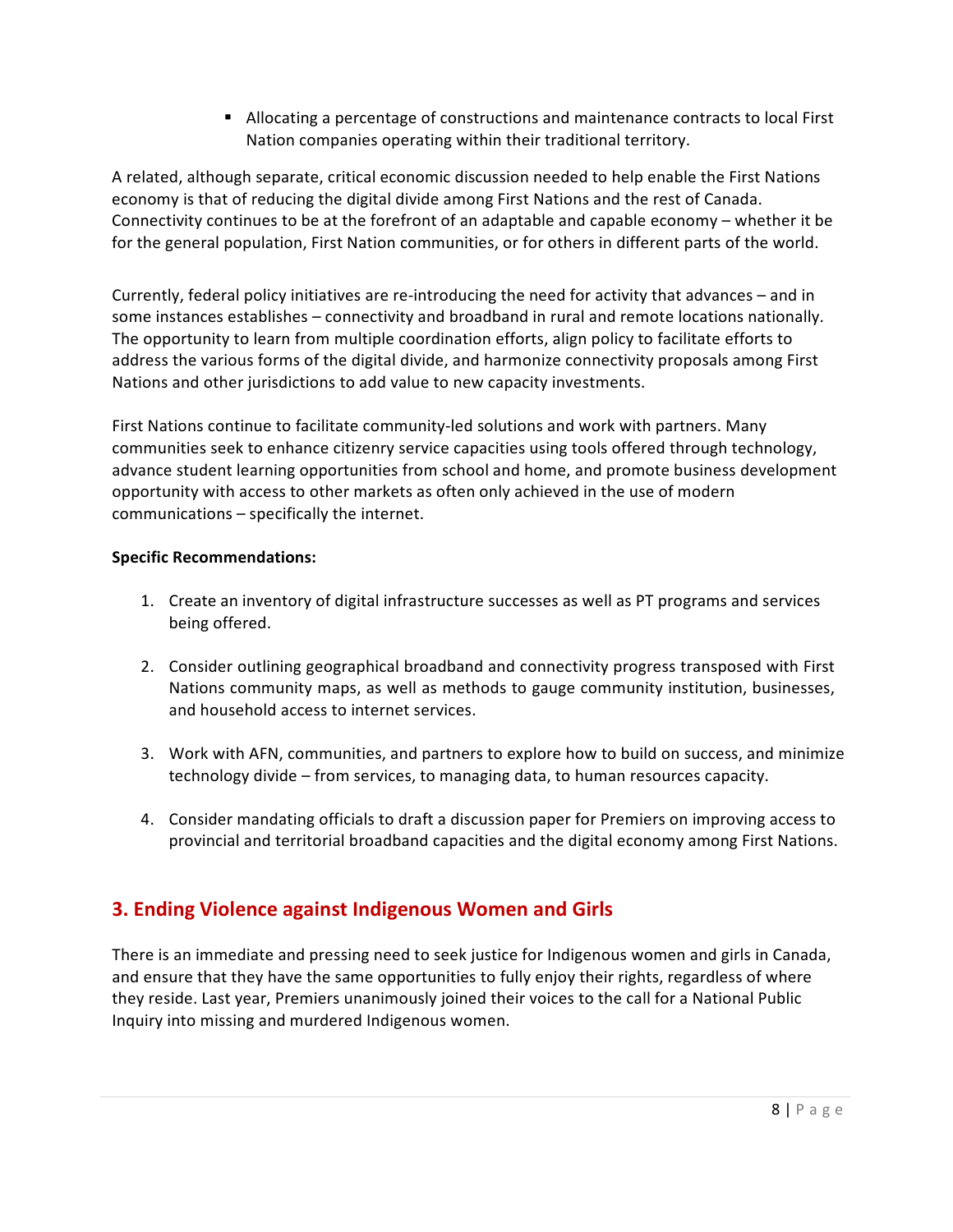- Allocating a percentage of constructions and maintenance contracts to local First Nation companies operating within their traditional territory.

A related, although separate, critical economic discussion needed to help enable the First Nations economy is that of reducing the digital divide among First Nations and the rest of Canada. Connectivity continues to be at the forefront of an adaptable and capable economy – whether it be for the general population, First Nation communities, or for others in different parts of the world.

Currently, federal policy initiatives are re-introducing the need for activity that advances – and in some instances establishes – connectivity and broadband in rural and remote locations nationally. The opportunity to learn from multiple coordination efforts, align policy to facilitate efforts to address the various forms of the digital divide, and harmonize connectivity proposals among First Nations and other jurisdictions to add value to new capacity investments.

First Nations continue to facilitate community-led solutions and work with partners. Many communities seek to enhance citizenry service capacities using tools offered through technology, advance student learning opportunities from school and home, and promote business development opportunity with access to other markets as often only achieved in the use of modern communications – specifically the internet.

**Specific Recommendations:**

1. Create an inventory of digital infrastructure successes as well as PT programs and services being offered.

2. Consider outlining geographical broadband and connectivity progress transposed with First Nations community maps, as well as methods to gauge community institution, businesses, and household access to internet services.

3. Work with AFN, communities, and partners to explore how to build on success, and minimize technology divide – from services, to managing data, to human resources capacity.

4. Consider mandating officials to draft a discussion paper for Premiers on improving access to provincial and territorial broadband capacities and the digital economy among First Nations.

## 3. Ending Violence against Indigenous Women and Girls

There is an immediate and pressing need to seek justice for Indigenous women and girls in Canada, and ensure that they have the same opportunities to fully enjoy their rights, regardless of where they reside. Last year, Premiers unanimously joined their voices to the call for a National Public Inquiry into missing and murdered Indigenous women.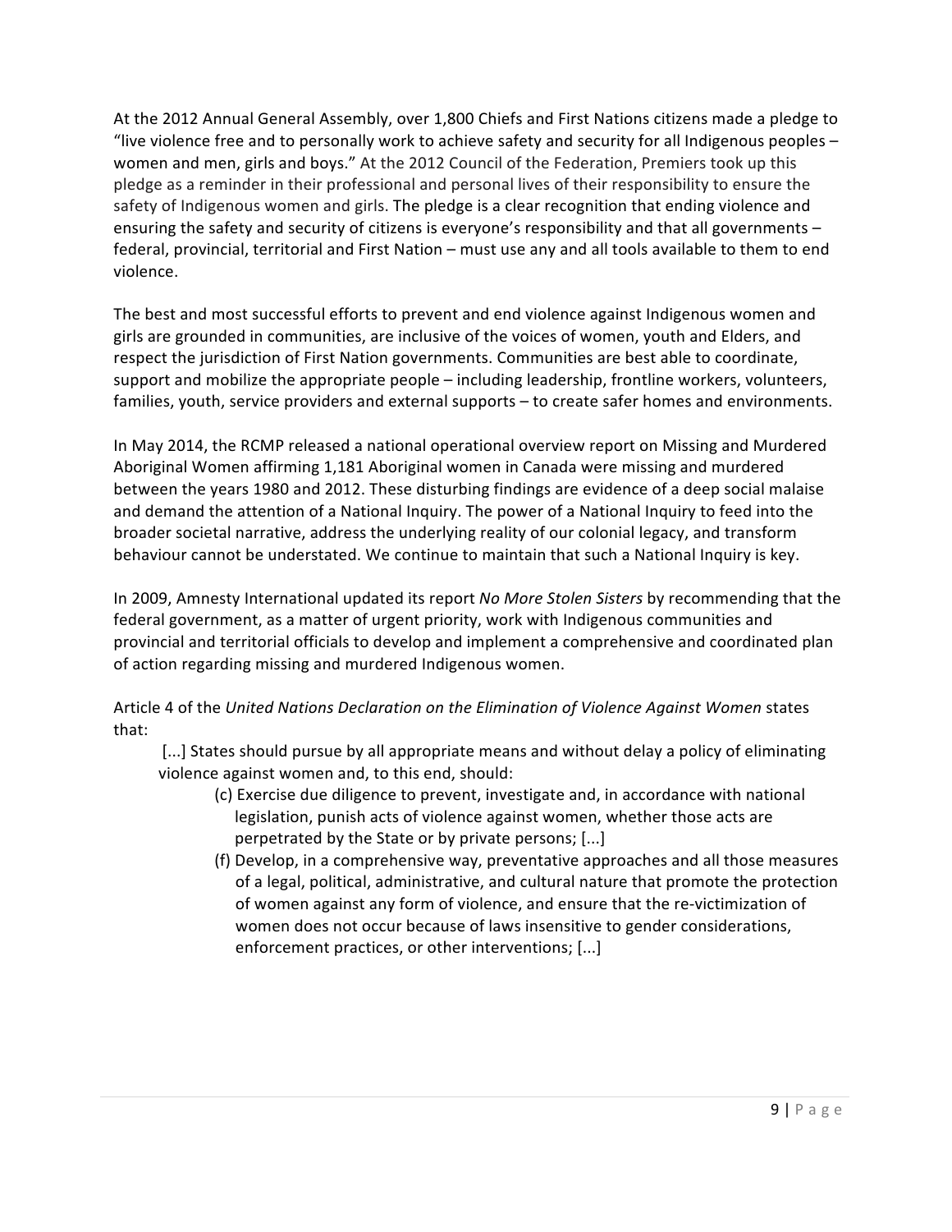At the 2012 Annual General Assembly, over 1,800 Chiefs and First Nations citizens made a pledge to "live violence free and to personally work to achieve safety and security for all Indigenous peoples – women and men, girls and boys." At the 2012 Council of the Federation, Premiers took up this pledge as a reminder in their professional and personal lives of their responsibility to ensure the safety of Indigenous women and girls. The pledge is a clear recognition that ending violence and ensuring the safety and security of citizens is everyone's responsibility and that all governments – federal, provincial, territorial and First Nation – must use any and all tools available to them to end violence.

The best and most successful efforts to prevent and end violence against Indigenous women and girls are grounded in communities, are inclusive of the voices of women, youth and Elders, and respect the jurisdiction of First Nation governments. Communities are best able to coordinate, support and mobilize the appropriate people – including leadership, frontline workers, volunteers, families, youth, service providers and external supports – to create safer homes and environments.

In May 2014, the RCMP released a national operational overview report on Missing and Murdered Aboriginal Women affirming 1,181 Aboriginal women in Canada were missing and murdered between the years 1980 and 2012. These disturbing findings are evidence of a deep social malaise and demand the attention of a National Inquiry. The power of a National Inquiry to feed into the broader societal narrative, address the underlying reality of our colonial legacy, and transform behaviour cannot be understated. We continue to maintain that such a National Inquiry is key.

In 2009, Amnesty International updated its report *No More Stolen Sisters* by recommending that the federal government, as a matter of urgent priority, work with Indigenous communities and provincial and territorial officials to develop and implement a comprehensive and coordinated plan of action regarding missing and murdered Indigenous women.

Article 4 of the *United Nations Declaration on the Elimination of Violence Against Women* states that:

> [...] States should pursue by all appropriate means and without delay a policy of eliminating violence against women and, to this end, should:
>
> (c) Exercise due diligence to prevent, investigate and, in accordance with national legislation, punish acts of violence against women, whether those acts are perpetrated by the State or by private persons; [...]
>
> (f) Develop, in a comprehensive way, preventative approaches and all those measures of a legal, political, administrative, and cultural nature that promote the protection of women against any form of violence, and ensure that the re-victimization of women does not occur because of laws insensitive to gender considerations, enforcement practices, or other interventions; [...]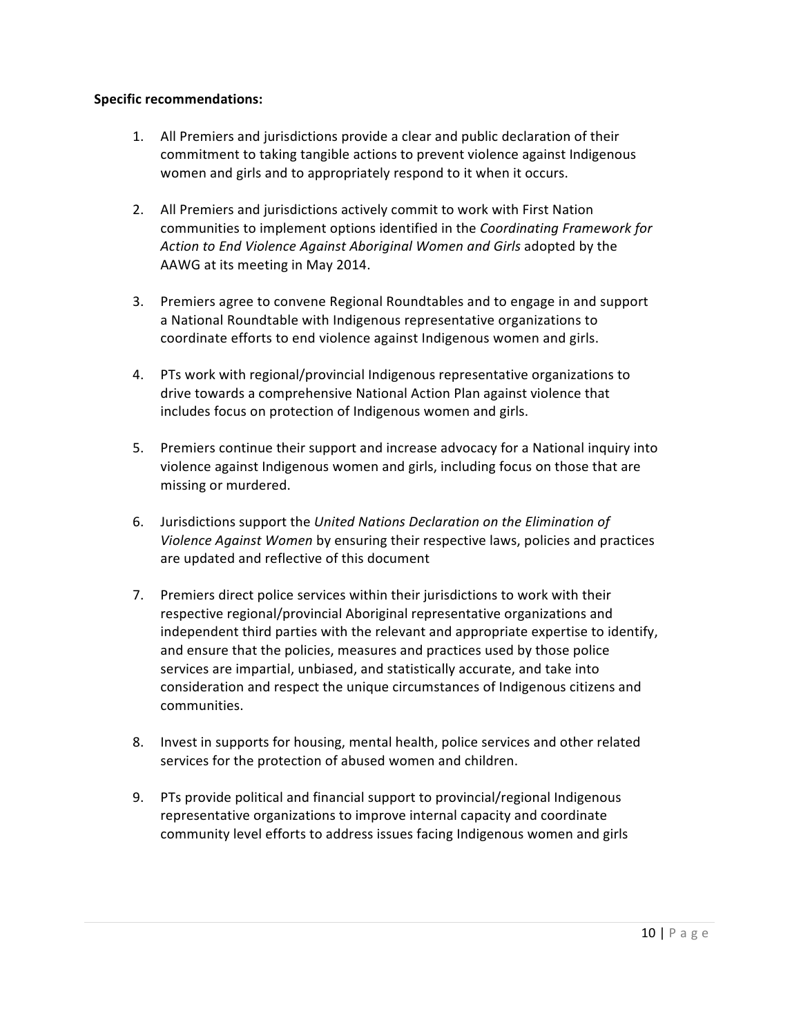**Specific recommendations:**

1. All Premiers and jurisdictions provide a clear and public declaration of their commitment to taking tangible actions to prevent violence against Indigenous women and girls and to appropriately respond to it when it occurs.

2. All Premiers and jurisdictions actively commit to work with First Nation communities to implement options identified in the *Coordinating Framework for Action to End Violence Against Aboriginal Women and Girls* adopted by the AAWG at its meeting in May 2014.

3. Premiers agree to convene Regional Roundtables and to engage in and support a National Roundtable with Indigenous representative organizations to coordinate efforts to end violence against Indigenous women and girls.

4. PTs work with regional/provincial Indigenous representative organizations to drive towards a comprehensive National Action Plan against violence that includes focus on protection of Indigenous women and girls.

5. Premiers continue their support and increase advocacy for a National inquiry into violence against Indigenous women and girls, including focus on those that are missing or murdered.

6. Jurisdictions support the *United Nations Declaration on the Elimination of Violence Against Women* by ensuring their respective laws, policies and practices are updated and reflective of this document

7. Premiers direct police services within their jurisdictions to work with their respective regional/provincial Aboriginal representative organizations and independent third parties with the relevant and appropriate expertise to identify, and ensure that the policies, measures and practices used by those police services are impartial, unbiased, and statistically accurate, and take into consideration and respect the unique circumstances of Indigenous citizens and communities.

8. Invest in supports for housing, mental health, police services and other related services for the protection of abused women and children.

9. PTs provide political and financial support to provincial/regional Indigenous representative organizations to improve internal capacity and coordinate community level efforts to address issues facing Indigenous women and girls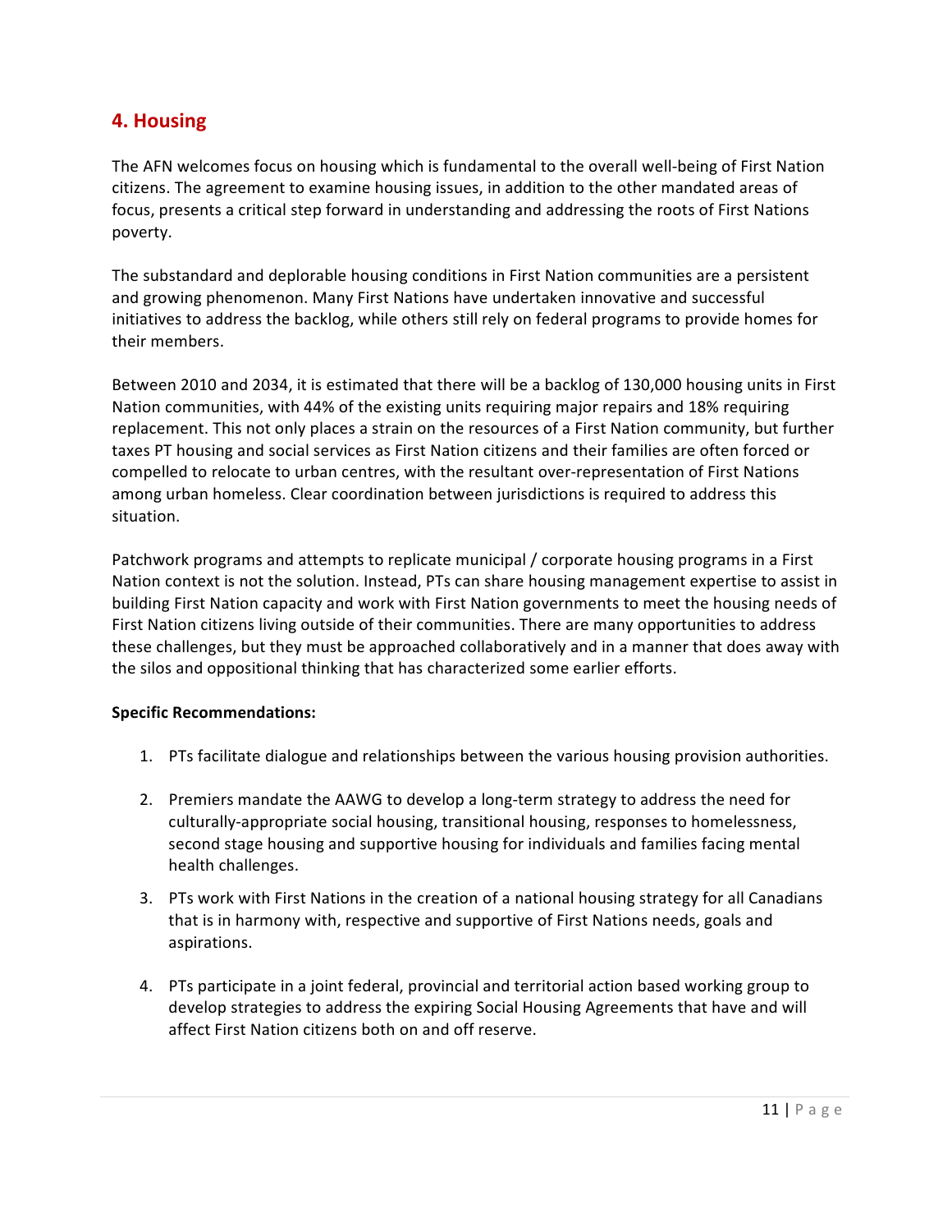## 4. Housing

The AFN welcomes focus on housing which is fundamental to the overall well-being of First Nation citizens. The agreement to examine housing issues, in addition to the other mandated areas of focus, presents a critical step forward in understanding and addressing the roots of First Nations poverty.

The substandard and deplorable housing conditions in First Nation communities are a persistent and growing phenomenon. Many First Nations have undertaken innovative and successful initiatives to address the backlog, while others still rely on federal programs to provide homes for their members.

Between 2010 and 2034, it is estimated that there will be a backlog of 130,000 housing units in First Nation communities, with 44% of the existing units requiring major repairs and 18% requiring replacement. This not only places a strain on the resources of a First Nation community, but further taxes PT housing and social services as First Nation citizens and their families are often forced or compelled to relocate to urban centres, with the resultant over-representation of First Nations among urban homeless. Clear coordination between jurisdictions is required to address this situation.

Patchwork programs and attempts to replicate municipal / corporate housing programs in a First Nation context is not the solution. Instead, PTs can share housing management expertise to assist in building First Nation capacity and work with First Nation governments to meet the housing needs of First Nation citizens living outside of their communities. There are many opportunities to address these challenges, but they must be approached collaboratively and in a manner that does away with the silos and oppositional thinking that has characterized some earlier efforts.

**Specific Recommendations:**

1. PTs facilitate dialogue and relationships between the various housing provision authorities.

2. Premiers mandate the AAWG to develop a long-term strategy to address the need for culturally-appropriate social housing, transitional housing, responses to homelessness, second stage housing and supportive housing for individuals and families facing mental health challenges.

3. PTs work with First Nations in the creation of a national housing strategy for all Canadians that is in harmony with, respective and supportive of First Nations needs, goals and aspirations.

4. PTs participate in a joint federal, provincial and territorial action based working group to develop strategies to address the expiring Social Housing Agreements that have and will affect First Nation citizens both on and off reserve.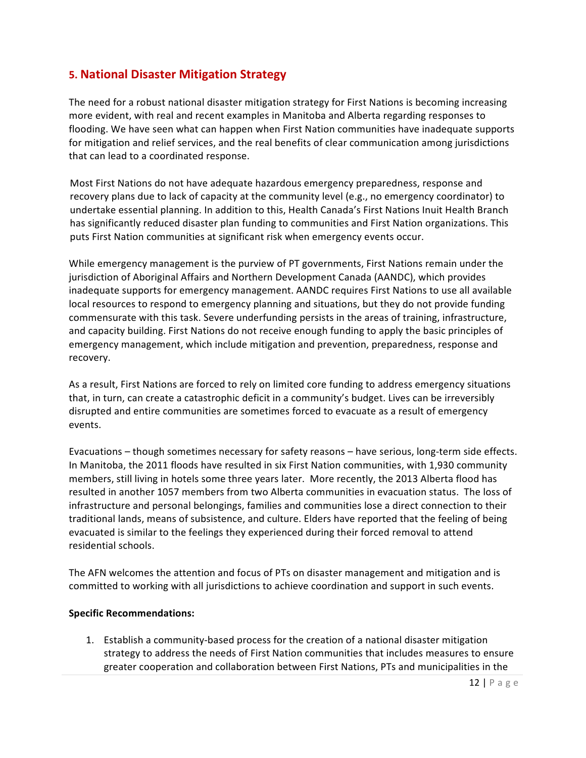## 5. National Disaster Mitigation Strategy

The need for a robust national disaster mitigation strategy for First Nations is becoming increasing more evident, with real and recent examples in Manitoba and Alberta regarding responses to flooding. We have seen what can happen when First Nation communities have inadequate supports for mitigation and relief services, and the real benefits of clear communication among jurisdictions that can lead to a coordinated response.

Most First Nations do not have adequate hazardous emergency preparedness, response and recovery plans due to lack of capacity at the community level (e.g., no emergency coordinator) to undertake essential planning. In addition to this, Health Canada's First Nations Inuit Health Branch has significantly reduced disaster plan funding to communities and First Nation organizations. This puts First Nation communities at significant risk when emergency events occur.

While emergency management is the purview of PT governments, First Nations remain under the jurisdiction of Aboriginal Affairs and Northern Development Canada (AANDC), which provides inadequate supports for emergency management. AANDC requires First Nations to use all available local resources to respond to emergency planning and situations, but they do not provide funding commensurate with this task. Severe underfunding persists in the areas of training, infrastructure, and capacity building. First Nations do not receive enough funding to apply the basic principles of emergency management, which include mitigation and prevention, preparedness, response and recovery.

As a result, First Nations are forced to rely on limited core funding to address emergency situations that, in turn, can create a catastrophic deficit in a community's budget. Lives can be irreversibly disrupted and entire communities are sometimes forced to evacuate as a result of emergency events.

Evacuations – though sometimes necessary for safety reasons – have serious, long-term side effects. In Manitoba, the 2011 floods have resulted in six First Nation communities, with 1,930 community members, still living in hotels some three years later. More recently, the 2013 Alberta flood has resulted in another 1057 members from two Alberta communities in evacuation status. The loss of infrastructure and personal belongings, families and communities lose a direct connection to their traditional lands, means of subsistence, and culture. Elders have reported that the feeling of being evacuated is similar to the feelings they experienced during their forced removal to attend residential schools.

The AFN welcomes the attention and focus of PTs on disaster management and mitigation and is committed to working with all jurisdictions to achieve coordination and support in such events.

**Specific Recommendations:**

1. Establish a community-based process for the creation of a national disaster mitigation strategy to address the needs of First Nation communities that includes measures to ensure greater cooperation and collaboration between First Nations, PTs and municipalities in the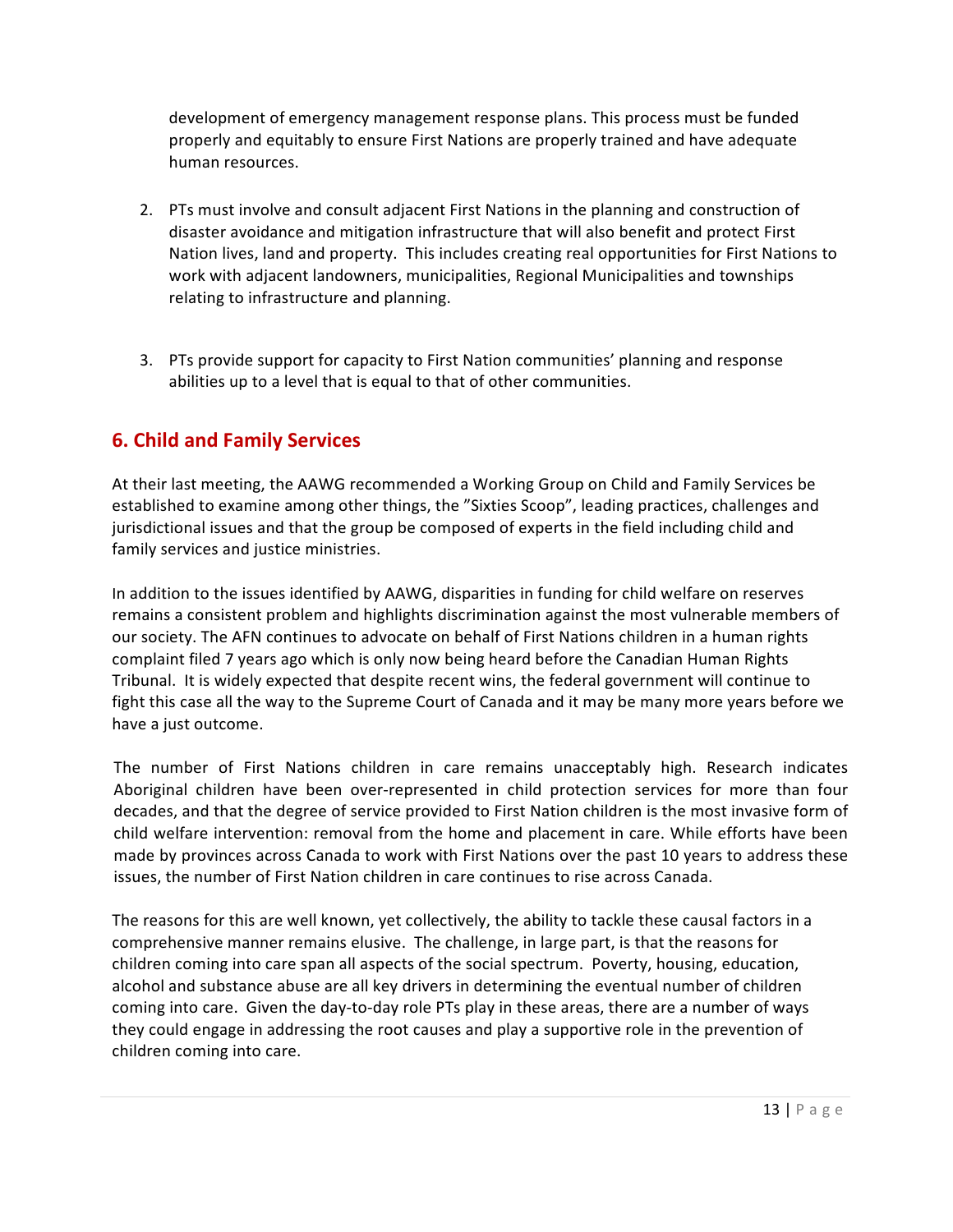development of emergency management response plans. This process must be funded properly and equitably to ensure First Nations are properly trained and have adequate human resources.

2. PTs must involve and consult adjacent First Nations in the planning and construction of disaster avoidance and mitigation infrastructure that will also benefit and protect First Nation lives, land and property. This includes creating real opportunities for First Nations to work with adjacent landowners, municipalities, Regional Municipalities and townships relating to infrastructure and planning.

3. PTs provide support for capacity to First Nation communities' planning and response abilities up to a level that is equal to that of other communities.

## 6. Child and Family Services

At their last meeting, the AAWG recommended a Working Group on Child and Family Services be established to examine among other things, the "Sixties Scoop", leading practices, challenges and jurisdictional issues and that the group be composed of experts in the field including child and family services and justice ministries.

In addition to the issues identified by AAWG, disparities in funding for child welfare on reserves remains a consistent problem and highlights discrimination against the most vulnerable members of our society. The AFN continues to advocate on behalf of First Nations children in a human rights complaint filed 7 years ago which is only now being heard before the Canadian Human Rights Tribunal. It is widely expected that despite recent wins, the federal government will continue to fight this case all the way to the Supreme Court of Canada and it may be many more years before we have a just outcome.

The number of First Nations children in care remains unacceptably high. Research indicates Aboriginal children have been over-represented in child protection services for more than four decades, and that the degree of service provided to First Nation children is the most invasive form of child welfare intervention: removal from the home and placement in care. While efforts have been made by provinces across Canada to work with First Nations over the past 10 years to address these issues, the number of First Nation children in care continues to rise across Canada.

The reasons for this are well known, yet collectively, the ability to tackle these causal factors in a comprehensive manner remains elusive. The challenge, in large part, is that the reasons for children coming into care span all aspects of the social spectrum. Poverty, housing, education, alcohol and substance abuse are all key drivers in determining the eventual number of children coming into care. Given the day-to-day role PTs play in these areas, there are a number of ways they could engage in addressing the root causes and play a supportive role in the prevention of children coming into care.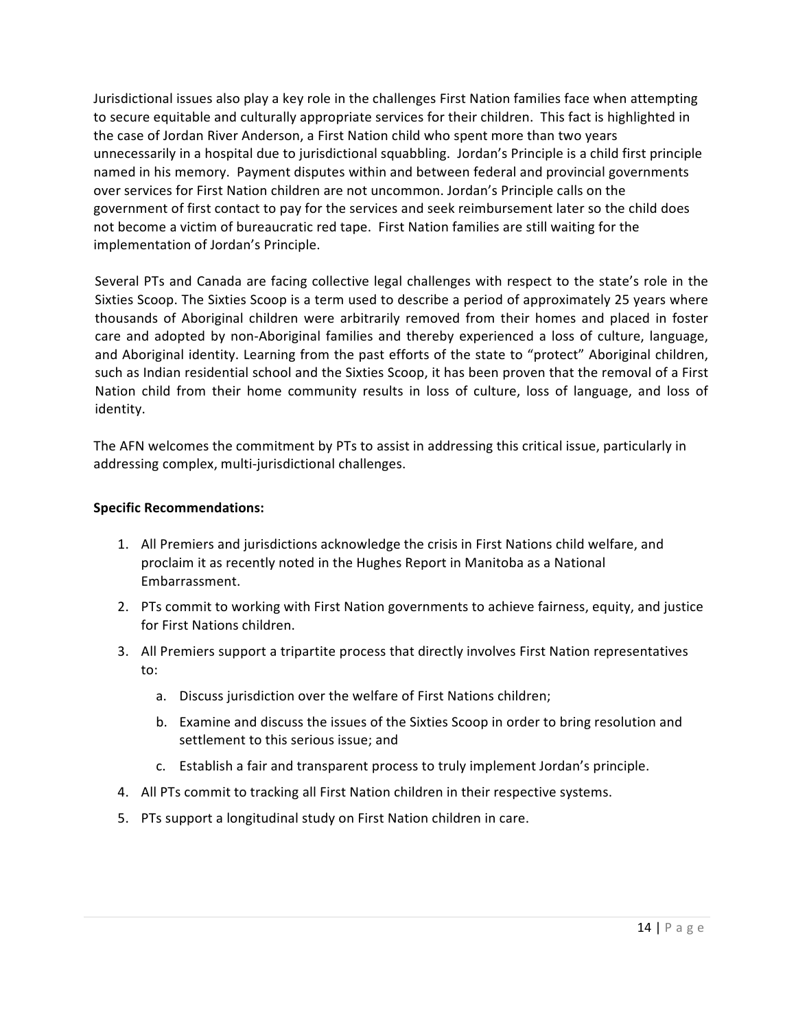Jurisdictional issues also play a key role in the challenges First Nation families face when attempting to secure equitable and culturally appropriate services for their children. This fact is highlighted in the case of Jordan River Anderson, a First Nation child who spent more than two years unnecessarily in a hospital due to jurisdictional squabbling. Jordan's Principle is a child first principle named in his memory. Payment disputes within and between federal and provincial governments over services for First Nation children are not uncommon. Jordan's Principle calls on the government of first contact to pay for the services and seek reimbursement later so the child does not become a victim of bureaucratic red tape. First Nation families are still waiting for the implementation of Jordan's Principle.

Several PTs and Canada are facing collective legal challenges with respect to the state's role in the Sixties Scoop. The Sixties Scoop is a term used to describe a period of approximately 25 years where thousands of Aboriginal children were arbitrarily removed from their homes and placed in foster care and adopted by non-Aboriginal families and thereby experienced a loss of culture, language, and Aboriginal identity. Learning from the past efforts of the state to "protect" Aboriginal children, such as Indian residential school and the Sixties Scoop, it has been proven that the removal of a First Nation child from their home community results in loss of culture, loss of language, and loss of identity.

The AFN welcomes the commitment by PTs to assist in addressing this critical issue, particularly in addressing complex, multi-jurisdictional challenges.

**Specific Recommendations:**

1. All Premiers and jurisdictions acknowledge the crisis in First Nations child welfare, and proclaim it as recently noted in the Hughes Report in Manitoba as a National Embarrassment.
2. PTs commit to working with First Nation governments to achieve fairness, equity, and justice for First Nations children.
3. All Premiers support a tripartite process that directly involves First Nation representatives to:
    a. Discuss jurisdiction over the welfare of First Nations children;
    b. Examine and discuss the issues of the Sixties Scoop in order to bring resolution and settlement to this serious issue; and
    c. Establish a fair and transparent process to truly implement Jordan's principle.
4. All PTs commit to tracking all First Nation children in their respective systems.
5. PTs support a longitudinal study on First Nation children in care.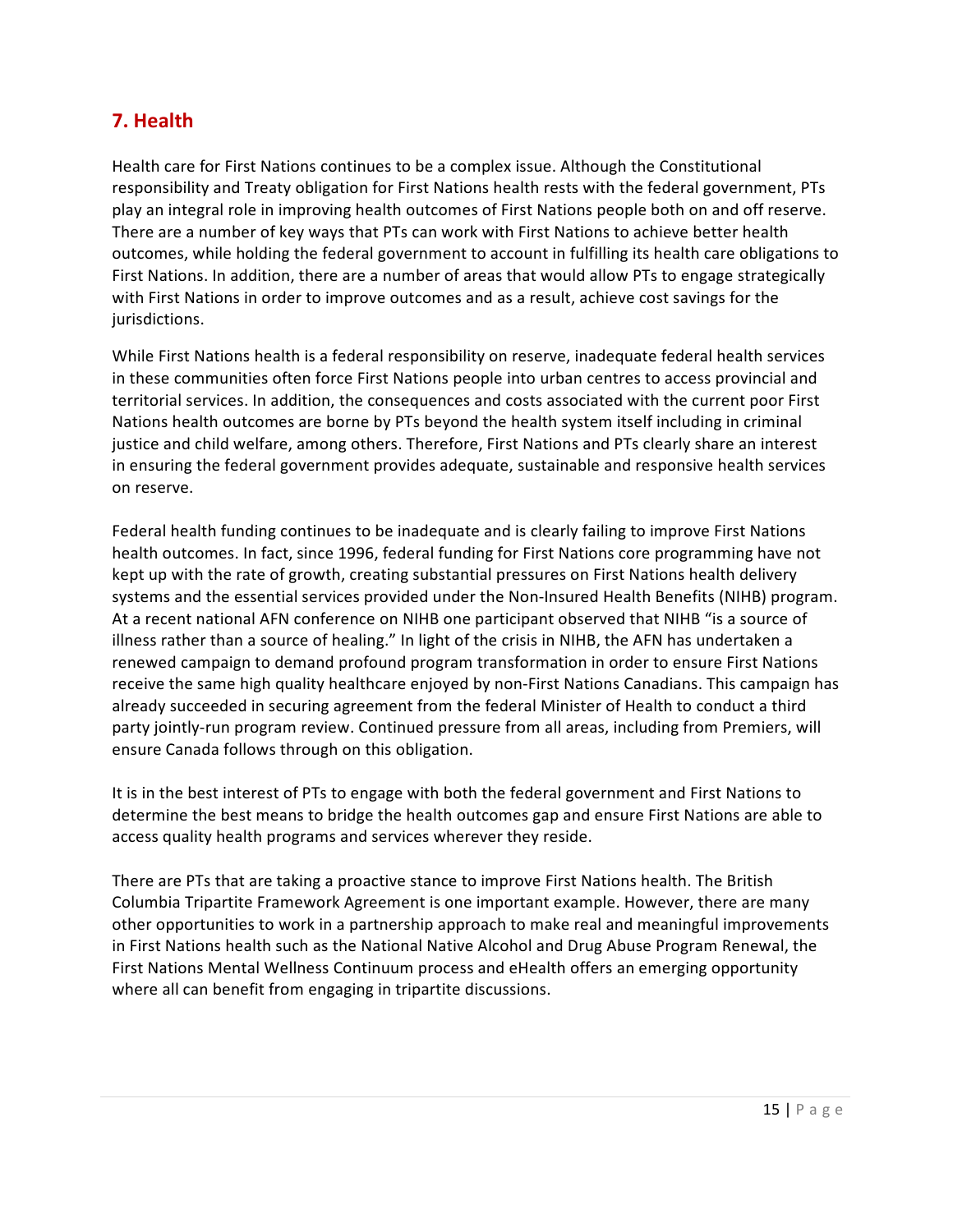## 7. Health

Health care for First Nations continues to be a complex issue. Although the Constitutional responsibility and Treaty obligation for First Nations health rests with the federal government, PTs play an integral role in improving health outcomes of First Nations people both on and off reserve. There are a number of key ways that PTs can work with First Nations to achieve better health outcomes, while holding the federal government to account in fulfilling its health care obligations to First Nations. In addition, there are a number of areas that would allow PTs to engage strategically with First Nations in order to improve outcomes and as a result, achieve cost savings for the jurisdictions.

While First Nations health is a federal responsibility on reserve, inadequate federal health services in these communities often force First Nations people into urban centres to access provincial and territorial services. In addition, the consequences and costs associated with the current poor First Nations health outcomes are borne by PTs beyond the health system itself including in criminal justice and child welfare, among others. Therefore, First Nations and PTs clearly share an interest in ensuring the federal government provides adequate, sustainable and responsive health services on reserve.

Federal health funding continues to be inadequate and is clearly failing to improve First Nations health outcomes. In fact, since 1996, federal funding for First Nations core programming have not kept up with the rate of growth, creating substantial pressures on First Nations health delivery systems and the essential services provided under the Non-Insured Health Benefits (NIHB) program. At a recent national AFN conference on NIHB one participant observed that NIHB "is a source of illness rather than a source of healing." In light of the crisis in NIHB, the AFN has undertaken a renewed campaign to demand profound program transformation in order to ensure First Nations receive the same high quality healthcare enjoyed by non-First Nations Canadians. This campaign has already succeeded in securing agreement from the federal Minister of Health to conduct a third party jointly-run program review. Continued pressure from all areas, including from Premiers, will ensure Canada follows through on this obligation.

It is in the best interest of PTs to engage with both the federal government and First Nations to determine the best means to bridge the health outcomes gap and ensure First Nations are able to access quality health programs and services wherever they reside.

There are PTs that are taking a proactive stance to improve First Nations health. The British Columbia Tripartite Framework Agreement is one important example. However, there are many other opportunities to work in a partnership approach to make real and meaningful improvements in First Nations health such as the National Native Alcohol and Drug Abuse Program Renewal, the First Nations Mental Wellness Continuum process and eHealth offers an emerging opportunity where all can benefit from engaging in tripartite discussions.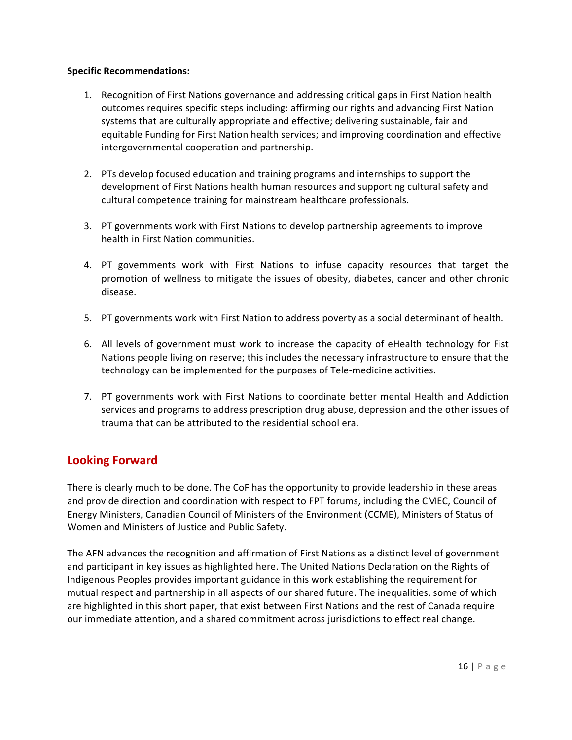**Specific Recommendations:**

1. Recognition of First Nations governance and addressing critical gaps in First Nation health outcomes requires specific steps including: affirming our rights and advancing First Nation systems that are culturally appropriate and effective; delivering sustainable, fair and equitable Funding for First Nation health services; and improving coordination and effective intergovernmental cooperation and partnership.

2. PTs develop focused education and training programs and internships to support the development of First Nations health human resources and supporting cultural safety and cultural competence training for mainstream healthcare professionals.

3. PT governments work with First Nations to develop partnership agreements to improve health in First Nation communities.

4. PT governments work with First Nations to infuse capacity resources that target the promotion of wellness to mitigate the issues of obesity, diabetes, cancer and other chronic disease.

5. PT governments work with First Nation to address poverty as a social determinant of health.

6. All levels of government must work to increase the capacity of eHealth technology for Fist Nations people living on reserve; this includes the necessary infrastructure to ensure that the technology can be implemented for the purposes of Tele-medicine activities.

7. PT governments work with First Nations to coordinate better mental Health and Addiction services and programs to address prescription drug abuse, depression and the other issues of trauma that can be attributed to the residential school era.

## Looking Forward

There is clearly much to be done. The CoF has the opportunity to provide leadership in these areas and provide direction and coordination with respect to FPT forums, including the CMEC, Council of Energy Ministers, Canadian Council of Ministers of the Environment (CCME), Ministers of Status of Women and Ministers of Justice and Public Safety.

The AFN advances the recognition and affirmation of First Nations as a distinct level of government and participant in key issues as highlighted here. The United Nations Declaration on the Rights of Indigenous Peoples provides important guidance in this work establishing the requirement for mutual respect and partnership in all aspects of our shared future. The inequalities, some of which are highlighted in this short paper, that exist between First Nations and the rest of Canada require our immediate attention, and a shared commitment across jurisdictions to effect real change.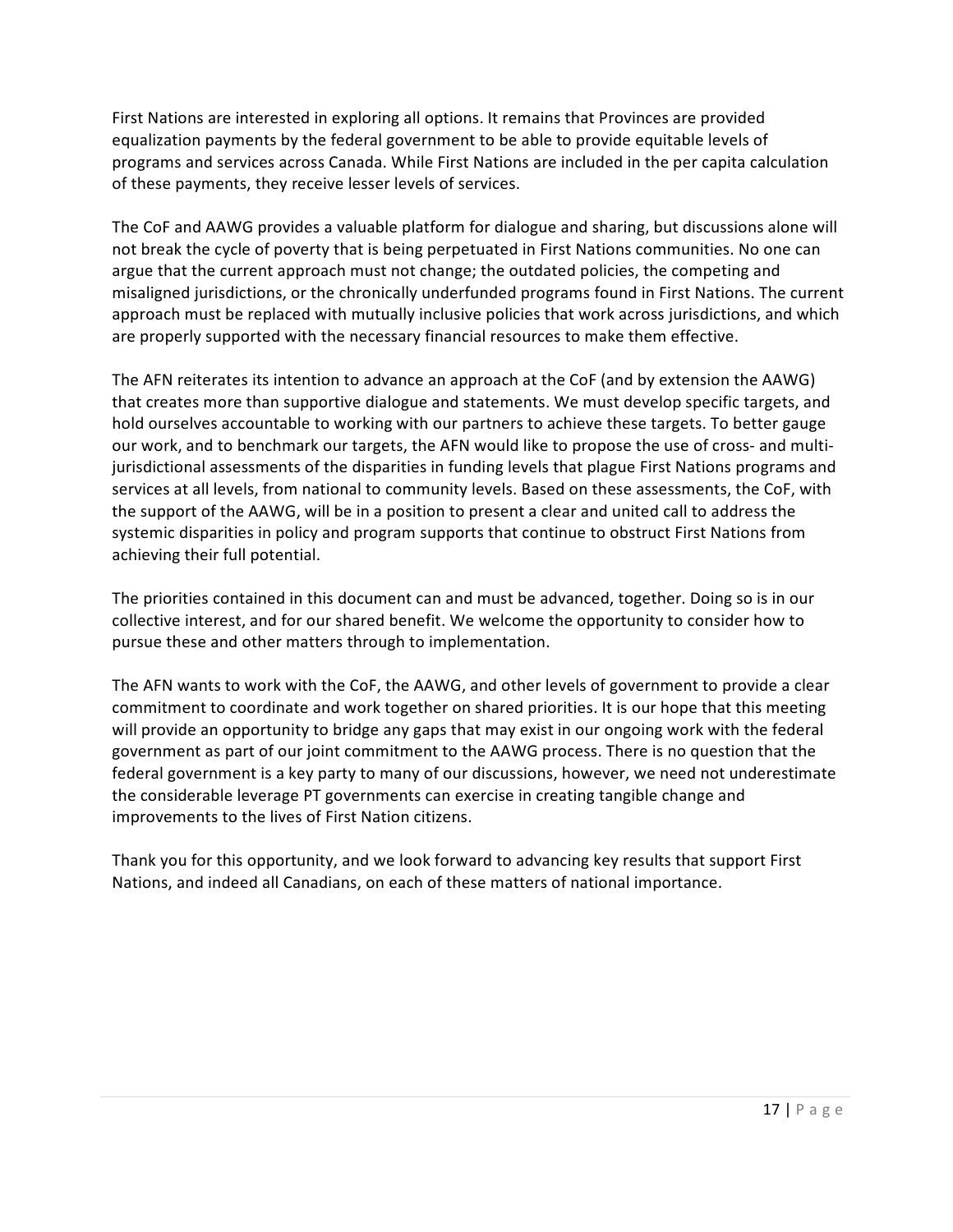First Nations are interested in exploring all options. It remains that Provinces are provided equalization payments by the federal government to be able to provide equitable levels of programs and services across Canada. While First Nations are included in the per capita calculation of these payments, they receive lesser levels of services.

The CoF and AAWG provides a valuable platform for dialogue and sharing, but discussions alone will not break the cycle of poverty that is being perpetuated in First Nations communities. No one can argue that the current approach must not change; the outdated policies, the competing and misaligned jurisdictions, or the chronically underfunded programs found in First Nations. The current approach must be replaced with mutually inclusive policies that work across jurisdictions, and which are properly supported with the necessary financial resources to make them effective.

The AFN reiterates its intention to advance an approach at the CoF (and by extension the AAWG) that creates more than supportive dialogue and statements. We must develop specific targets, and hold ourselves accountable to working with our partners to achieve these targets. To better gauge our work, and to benchmark our targets, the AFN would like to propose the use of cross- and multi-jurisdictional assessments of the disparities in funding levels that plague First Nations programs and services at all levels, from national to community levels. Based on these assessments, the CoF, with the support of the AAWG, will be in a position to present a clear and united call to address the systemic disparities in policy and program supports that continue to obstruct First Nations from achieving their full potential.

The priorities contained in this document can and must be advanced, together. Doing so is in our collective interest, and for our shared benefit. We welcome the opportunity to consider how to pursue these and other matters through to implementation.

The AFN wants to work with the CoF, the AAWG, and other levels of government to provide a clear commitment to coordinate and work together on shared priorities. It is our hope that this meeting will provide an opportunity to bridge any gaps that may exist in our ongoing work with the federal government as part of our joint commitment to the AAWG process. There is no question that the federal government is a key party to many of our discussions, however, we need not underestimate the considerable leverage PT governments can exercise in creating tangible change and improvements to the lives of First Nation citizens.

Thank you for this opportunity, and we look forward to advancing key results that support First Nations, and indeed all Canadians, on each of these matters of national importance.